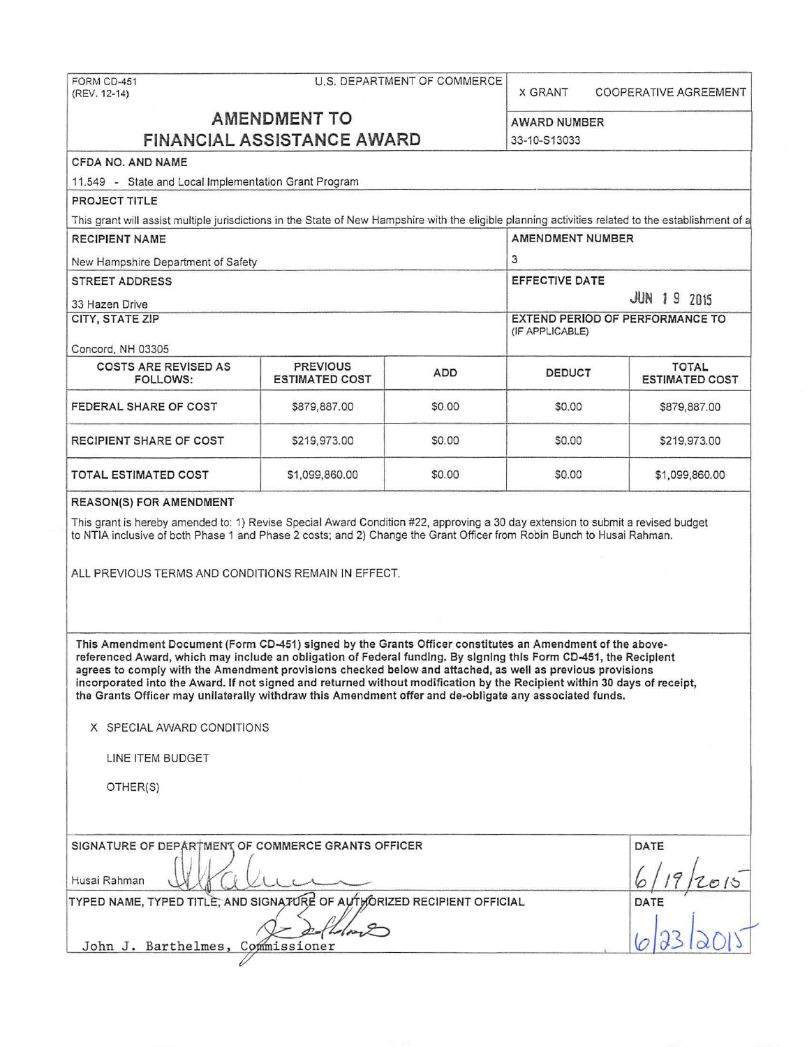FORM CD-451
(REV. 12-14)

U.S. DEPARTMENT OF COMMERCE

X GRANT    COOPERATIVE AGREEMENT

# AMENDMENT TO FINANCIAL ASSISTANCE AWARD

**AWARD NUMBER**
33-10-S13033

**CFDA NO. AND NAME**
11.549 - State and Local Implementation Grant Program

**PROJECT TITLE**
This grant will assist multiple jurisdictions in the State of New Hampshire with the eligible planning activities related to the establishment of a

**RECIPIENT NAME**
New Hampshire Department of Safety

**AMENDMENT NUMBER**
3

**STREET ADDRESS**
33 Hazen Drive

**EFFECTIVE DATE**
JUN 19 2015

**CITY, STATE ZIP**
Concord, NH 03305

**EXTEND PERIOD OF PERFORMANCE TO (IF APPLICABLE)**

| COSTS ARE REVISED AS FOLLOWS: | PREVIOUS ESTIMATED COST | ADD | DEDUCT | TOTAL ESTIMATED COST |
| --- | --- | --- | --- | --- |
| FEDERAL SHARE OF COST | $879,887.00 | $0.00 | $0.00 | $879,887.00 |
| RECIPIENT SHARE OF COST | $219,973.00 | $0.00 | $0.00 | $219,973.00 |
| TOTAL ESTIMATED COST | $1,099,860.00 | $0.00 | $0.00 | $1,099,860.00 |

**REASON(S) FOR AMENDMENT**

This grant is hereby amended to: 1) Revise Special Award Condition #22, approving a 30 day extension to submit a revised budget to NTIA inclusive of both Phase 1 and Phase 2 costs; and 2) Change the Grant Officer from Robin Bunch to Husai Rahman.

ALL PREVIOUS TERMS AND CONDITIONS REMAIN IN EFFECT.

**This Amendment Document (Form CD-451) signed by the Grants Officer constitutes an Amendment of the above-referenced Award, which may include an obligation of Federal funding. By signing this Form CD-451, the Recipient agrees to comply with the Amendment provisions checked below and attached, as well as previous provisions incorporated into the Award. If not signed and returned without modification by the Recipient within 30 days of receipt, the Grants Officer may unilaterally withdraw this Amendment offer and de-obligate any associated funds.**

X SPECIAL AWARD CONDITIONS

LINE ITEM BUDGET

OTHER(S)

**SIGNATURE OF DEPARTMENT OF COMMERCE GRANTS OFFICER**
Husai Rahman

**DATE**
6/19/2015

**TYPED NAME, TYPED TITLE, AND SIGNATURE OF AUTHORIZED RECIPIENT OFFICIAL**
John J. Barthelmes, Commissioner

**DATE**
6/23/2015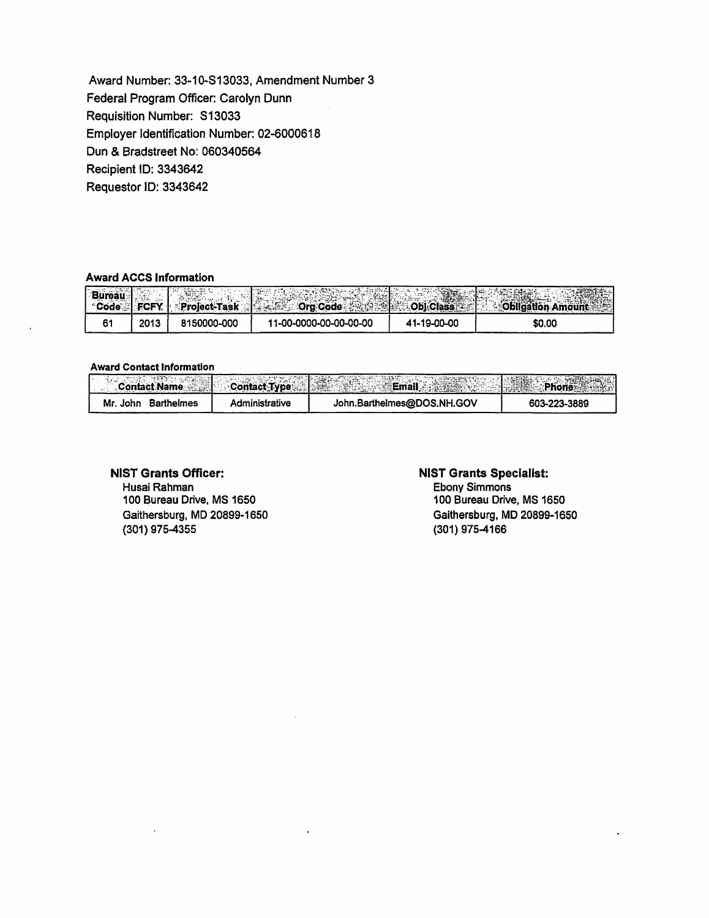Award Number: 33-10-S13033, Amendment Number 3
Federal Program Officer: Carolyn Dunn
Requisition Number: S13033
Employer Identification Number: 02-6000618
Dun & Bradstreet No: 060340564
Recipient ID: 3343642
Requestor ID: 3343642

**Award ACCS Information**

| Bureau Code | FCFY | Project-Task | Org Code | Obj Class | Obligation Amount |
|---|---|---|---|---|---|
| 61 | 2013 | 8150000-000 | 11-00-0000-00-00-00-00 | 41-19-00-00 | $0.00 |

**Award Contact Information**

| Contact Name | Contact Type | Email | Phone |
|---|---|---|---|
| Mr. John Barthelmes | Administrative | John.Barthelmes@DOS.NH.GOV | 603-223-3889 |

**NIST Grants Officer:**
Husai Rahman
100 Bureau Drive, MS 1650
Gaithersburg, MD 20899-1650
(301) 975-4355

**NIST Grants Specialist:**
Ebony Simmons
100 Bureau Drive, MS 1650
Gaithersburg, MD 20899-1650
(301) 975-4166